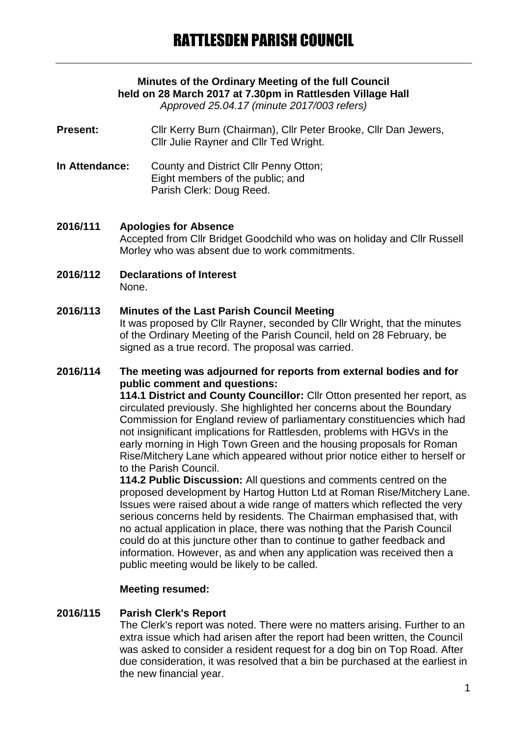# RATTLESDEN PARISH COUNCIL

**Minutes of the Ordinary Meeting of the full Council held on 28 March 2017 at 7.30pm in Rattlesden Village Hall**

*Approved 25.04.17 (minute 2017/003 refers)*

**Present:** Cllr Kerry Burn (Chairman), Cllr Peter Brooke, Cllr Dan Jewers, Cllr Julie Rayner and Cllr Ted Wright.

**In Attendance:** County and District Cllr Penny Otton; Eight members of the public; and Parish Clerk: Doug Reed.

**2016/111 Apologies for Absence**

Accepted from Cllr Bridget Goodchild who was on holiday and Cllr Russell Morley who was absent due to work commitments.

**2016/112 Declarations of Interest**

None.

**2016/113 Minutes of the Last Parish Council Meeting**

It was proposed by Cllr Rayner, seconded by Cllr Wright, that the minutes of the Ordinary Meeting of the Parish Council, held on 28 February, be signed as a true record. The proposal was carried.

**2016/114 The meeting was adjourned for reports from external bodies and for public comment and questions:**

**114.1 District and County Councillor:** Cllr Otton presented her report, as circulated previously. She highlighted her concerns about the Boundary Commission for England review of parliamentary constituencies which had not insignificant implications for Rattlesden, problems with HGVs in the early morning in High Town Green and the housing proposals for Roman Rise/Mitchery Lane which appeared without prior notice either to herself or to the Parish Council.

**114.2 Public Discussion:** All questions and comments centred on the proposed development by Hartog Hutton Ltd at Roman Rise/Mitchery Lane. Issues were raised about a wide range of matters which reflected the very serious concerns held by residents. The Chairman emphasised that, with no actual application in place, there was nothing that the Parish Council could do at this juncture other than to continue to gather feedback and information. However, as and when any application was received then a public meeting would be likely to be called.

**Meeting resumed:**

**2016/115 Parish Clerk's Report**

The Clerk's report was noted. There were no matters arising. Further to an extra issue which had arisen after the report had been written, the Council was asked to consider a resident request for a dog bin on Top Road. After due consideration, it was resolved that a bin be purchased at the earliest in the new financial year.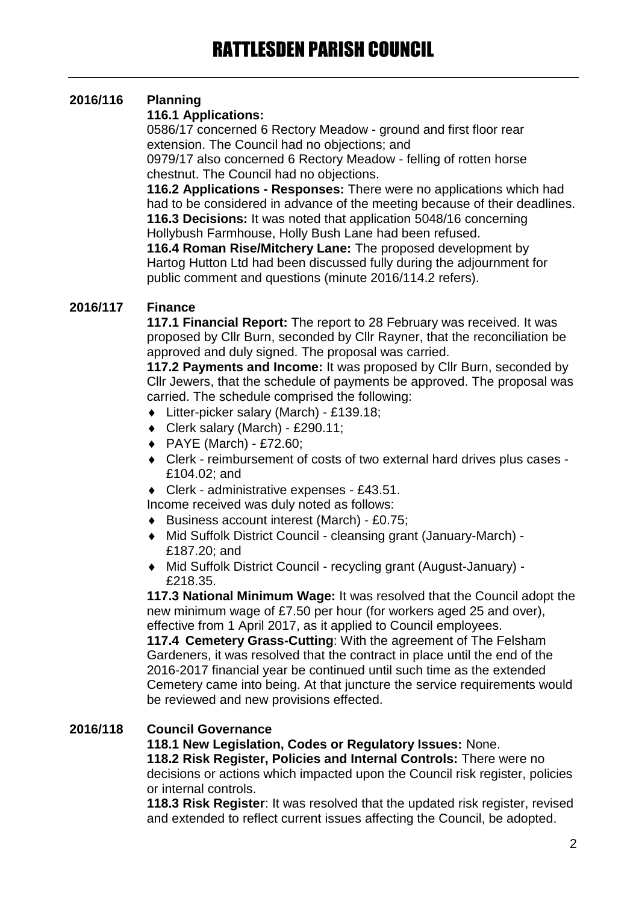## 2016/116 Planning

**116.1 Applications:**

0586/17 concerned 6 Rectory Meadow - ground and first floor rear extension. The Council had no objections; and

0979/17 also concerned 6 Rectory Meadow - felling of rotten horse chestnut. The Council had no objections.

**116.2 Applications - Responses:** There were no applications which had had to be considered in advance of the meeting because of their deadlines.

**116.3 Decisions:** It was noted that application 5048/16 concerning Hollybush Farmhouse, Holly Bush Lane had been refused.

**116.4 Roman Rise/Mitchery Lane:** The proposed development by Hartog Hutton Ltd had been discussed fully during the adjournment for public comment and questions (minute 2016/114.2 refers).

## 2016/117 Finance

**117.1 Financial Report:** The report to 28 February was received. It was proposed by Cllr Burn, seconded by Cllr Rayner, that the reconciliation be approved and duly signed. The proposal was carried.

**117.2 Payments and Income:** It was proposed by Cllr Burn, seconded by Cllr Jewers, that the schedule of payments be approved. The proposal was carried. The schedule comprised the following:

- Litter-picker salary (March) - £139.18;
- Clerk salary (March) - £290.11;
- PAYE (March) - £72.60;
- Clerk - reimbursement of costs of two external hard drives plus cases - £104.02; and
- Clerk - administrative expenses - £43.51.

Income received was duly noted as follows:

- Business account interest (March) - £0.75;
- Mid Suffolk District Council - cleansing grant (January-March) - £187.20; and
- Mid Suffolk District Council - recycling grant (August-January) - £218.35.

**117.3 National Minimum Wage:** It was resolved that the Council adopt the new minimum wage of £7.50 per hour (for workers aged 25 and over), effective from 1 April 2017, as it applied to Council employees.

**117.4 Cemetery Grass-Cutting**: With the agreement of The Felsham Gardeners, it was resolved that the contract in place until the end of the 2016-2017 financial year be continued until such time as the extended Cemetery came into being. At that juncture the service requirements would be reviewed and new provisions effected.

## 2016/118 Council Governance

**118.1 New Legislation, Codes or Regulatory Issues:** None.

**118.2 Risk Register, Policies and Internal Controls:** There were no decisions or actions which impacted upon the Council risk register, policies or internal controls.

**118.3 Risk Register**: It was resolved that the updated risk register, revised and extended to reflect current issues affecting the Council, be adopted.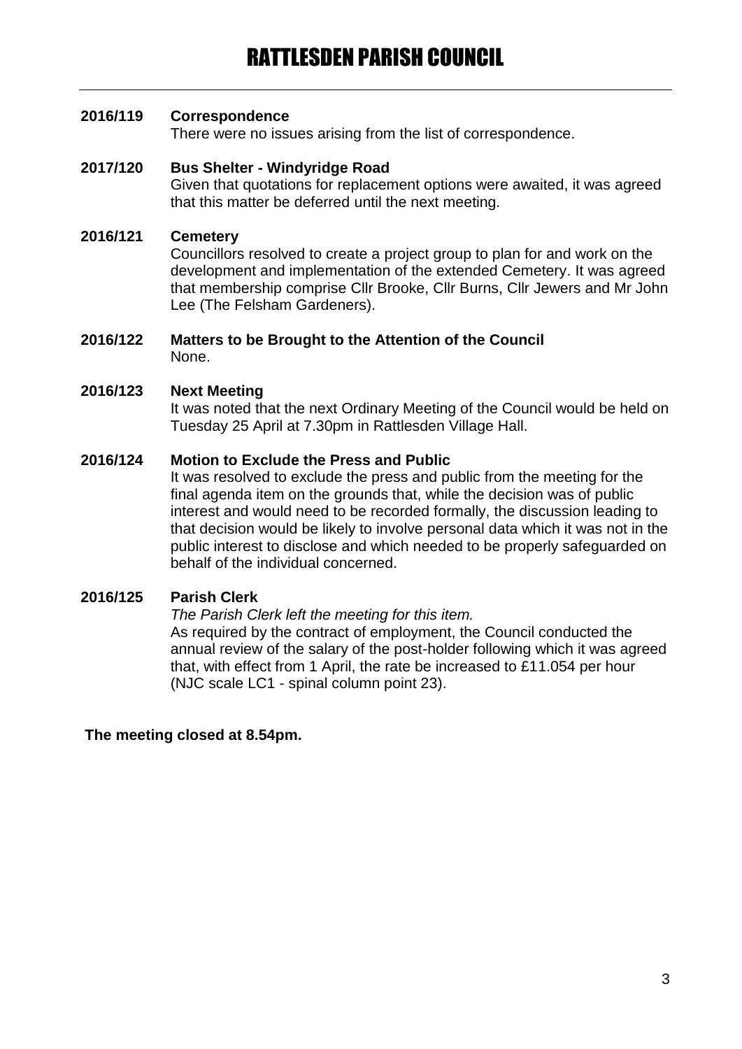**2016/119 Correspondence**

There were no issues arising from the list of correspondence.

**2017/120 Bus Shelter - Windyridge Road**

Given that quotations for replacement options were awaited, it was agreed that this matter be deferred until the next meeting.

**2016/121 Cemetery**

Councillors resolved to create a project group to plan for and work on the development and implementation of the extended Cemetery. It was agreed that membership comprise Cllr Brooke, Cllr Burns, Cllr Jewers and Mr John Lee (The Felsham Gardeners).

**2016/122 Matters to be Brought to the Attention of the Council**

None.

**2016/123 Next Meeting**

It was noted that the next Ordinary Meeting of the Council would be held on Tuesday 25 April at 7.30pm in Rattlesden Village Hall.

**2016/124 Motion to Exclude the Press and Public**

It was resolved to exclude the press and public from the meeting for the final agenda item on the grounds that, while the decision was of public interest and would need to be recorded formally, the discussion leading to that decision would be likely to involve personal data which it was not in the public interest to disclose and which needed to be properly safeguarded on behalf of the individual concerned.

**2016/125 Parish Clerk**

*The Parish Clerk left the meeting for this item.*

As required by the contract of employment, the Council conducted the annual review of the salary of the post-holder following which it was agreed that, with effect from 1 April, the rate be increased to £11.054 per hour (NJC scale LC1 - spinal column point 23).

**The meeting closed at 8.54pm.**